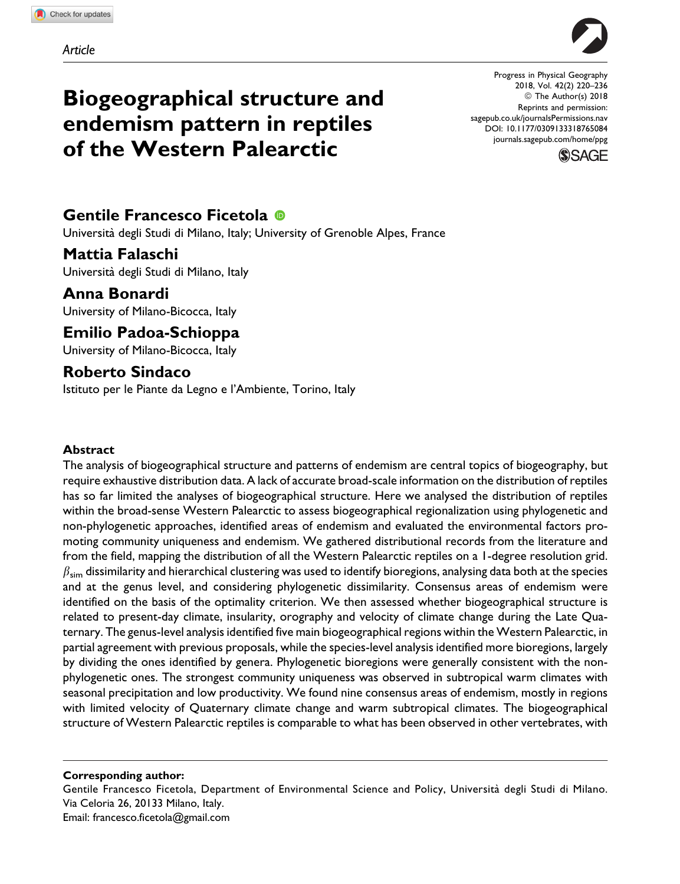Article

# Biogeographical structure and endemism pattern in reptiles of the Western Palearctic

**Gentile Francesco Ficetola**
Università degli Studi di Milano, Italy; University of Grenoble Alpes, France

**Mattia Falaschi**
Università degli Studi di Milano, Italy

**Anna Bonardi**
University of Milano-Bicocca, Italy

**Emilio Padoa-Schioppa**
University of Milano-Bicocca, Italy

**Roberto Sindaco**
Istituto per le Piante da Legno e l'Ambiente, Torino, Italy

## Abstract

The analysis of biogeographical structure and patterns of endemism are central topics of biogeography, but require exhaustive distribution data. A lack of accurate broad-scale information on the distribution of reptiles has so far limited the analyses of biogeographical structure. Here we analysed the distribution of reptiles within the broad-sense Western Palearctic to assess biogeographical regionalization using phylogenetic and non-phylogenetic approaches, identified areas of endemism and evaluated the environmental factors promoting community uniqueness and endemism. We gathered distributional records from the literature and from the field, mapping the distribution of all the Western Palearctic reptiles on a 1-degree resolution grid. $\beta_{sim}$ dissimilarity and hierarchical clustering was used to identify bioregions, analysing data both at the species and at the genus level, and considering phylogenetic dissimilarity. Consensus areas of endemism were identified on the basis of the optimality criterion. We then assessed whether biogeographical structure is related to present-day climate, insularity, orography and velocity of climate change during the Late Quaternary. The genus-level analysis identified five main biogeographical regions within the Western Palearctic, in partial agreement with previous proposals, while the species-level analysis identified more bioregions, largely by dividing the ones identified by genera. Phylogenetic bioregions were generally consistent with the non-phylogenetic ones. The strongest community uniqueness was observed in subtropical warm climates with seasonal precipitation and low productivity. We found nine consensus areas of endemism, mostly in regions with limited velocity of Quaternary climate change and warm subtropical climates. The biogeographical structure of Western Palearctic reptiles is comparable to what has been observed in other vertebrates, with

**Corresponding author:**
Gentile Francesco Ficetola, Department of Environmental Science and Policy, Università degli Studi di Milano. Via Celoria 26, 20133 Milano, Italy.
Email: francesco.ficetola@gmail.com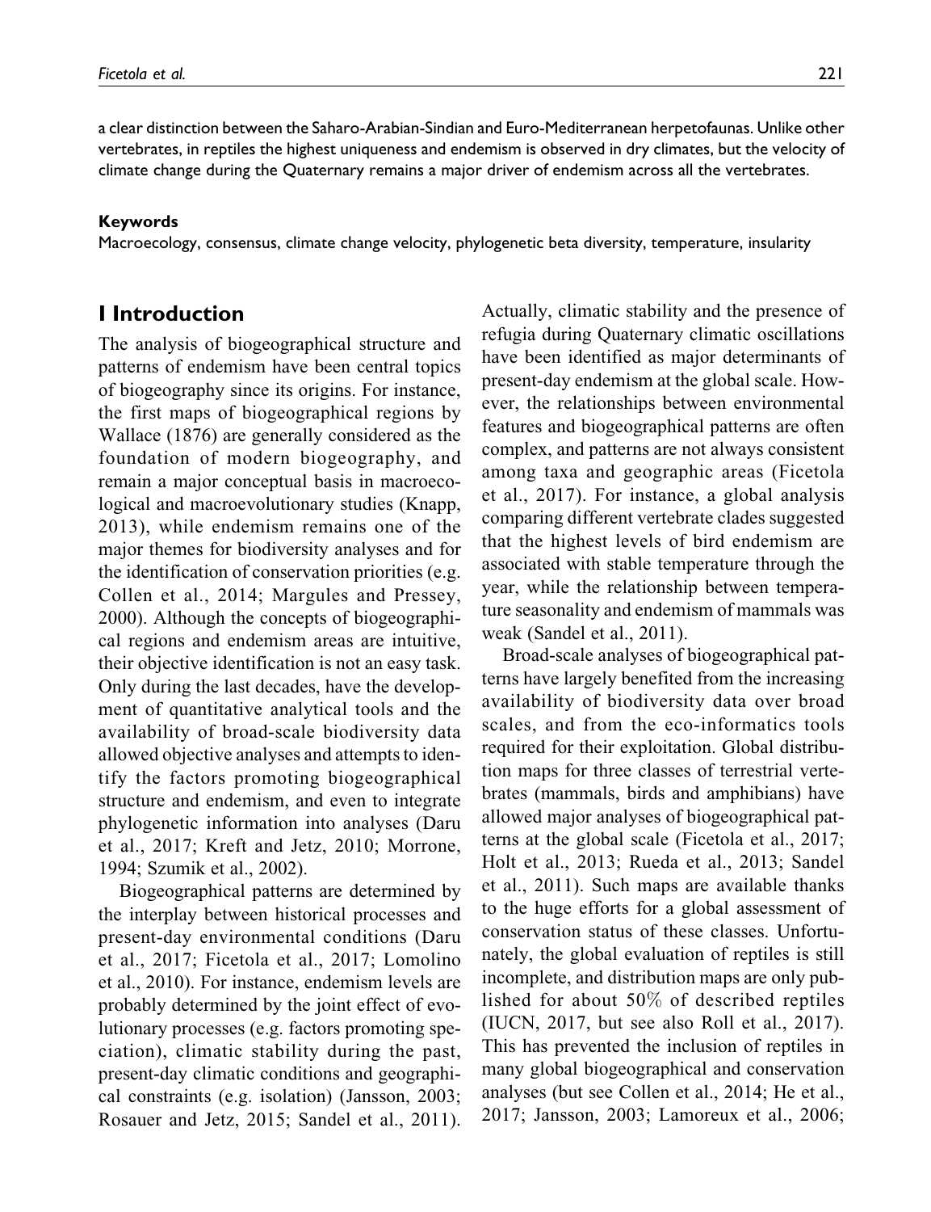a clear distinction between the Saharo-Arabian-Sindian and Euro-Mediterranean herpetofaunas. Unlike other vertebrates, in reptiles the highest uniqueness and endemism is observed in dry climates, but the velocity of climate change during the Quaternary remains a major driver of endemism across all the vertebrates.

#### Keywords

Macroecology, consensus, climate change velocity, phylogenetic beta diversity, temperature, insularity

## I Introduction

The analysis of biogeographical structure and patterns of endemism have been central topics of biogeography since its origins. For instance, the first maps of biogeographical regions by Wallace (1876) are generally considered as the foundation of modern biogeography, and remain a major conceptual basis in macroecological and macroevolutionary studies (Knapp, 2013), while endemism remains one of the major themes for biodiversity analyses and for the identification of conservation priorities (e.g. Collen et al., 2014; Margules and Pressey, 2000). Although the concepts of biogeographical regions and endemism areas are intuitive, their objective identification is not an easy task. Only during the last decades, have the development of quantitative analytical tools and the availability of broad-scale biodiversity data allowed objective analyses and attempts to identify the factors promoting biogeographical structure and endemism, and even to integrate phylogenetic information into analyses (Daru et al., 2017; Kreft and Jetz, 2010; Morrone, 1994; Szumik et al., 2002).

Biogeographical patterns are determined by the interplay between historical processes and present-day environmental conditions (Daru et al., 2017; Ficetola et al., 2017; Lomolino et al., 2010). For instance, endemism levels are probably determined by the joint effect of evolutionary processes (e.g. factors promoting speciation), climatic stability during the past, present-day climatic conditions and geographical constraints (e.g. isolation) (Jansson, 2003; Rosauer and Jetz, 2015; Sandel et al., 2011). Actually, climatic stability and the presence of refugia during Quaternary climatic oscillations have been identified as major determinants of present-day endemism at the global scale. However, the relationships between environmental features and biogeographical patterns are often complex, and patterns are not always consistent among taxa and geographic areas (Ficetola et al., 2017). For instance, a global analysis comparing different vertebrate clades suggested that the highest levels of bird endemism are associated with stable temperature through the year, while the relationship between temperature seasonality and endemism of mammals was weak (Sandel et al., 2011).

Broad-scale analyses of biogeographical patterns have largely benefited from the increasing availability of biodiversity data over broad scales, and from the eco-informatics tools required for their exploitation. Global distribution maps for three classes of terrestrial vertebrates (mammals, birds and amphibians) have allowed major analyses of biogeographical patterns at the global scale (Ficetola et al., 2017; Holt et al., 2013; Rueda et al., 2013; Sandel et al., 2011). Such maps are available thanks to the huge efforts for a global assessment of conservation status of these classes. Unfortunately, the global evaluation of reptiles is still incomplete, and distribution maps are only published for about 50% of described reptiles (IUCN, 2017, but see also Roll et al., 2017). This has prevented the inclusion of reptiles in many global biogeographical and conservation analyses (but see Collen et al., 2014; He et al., 2017; Jansson, 2003; Lamoreux et al., 2006;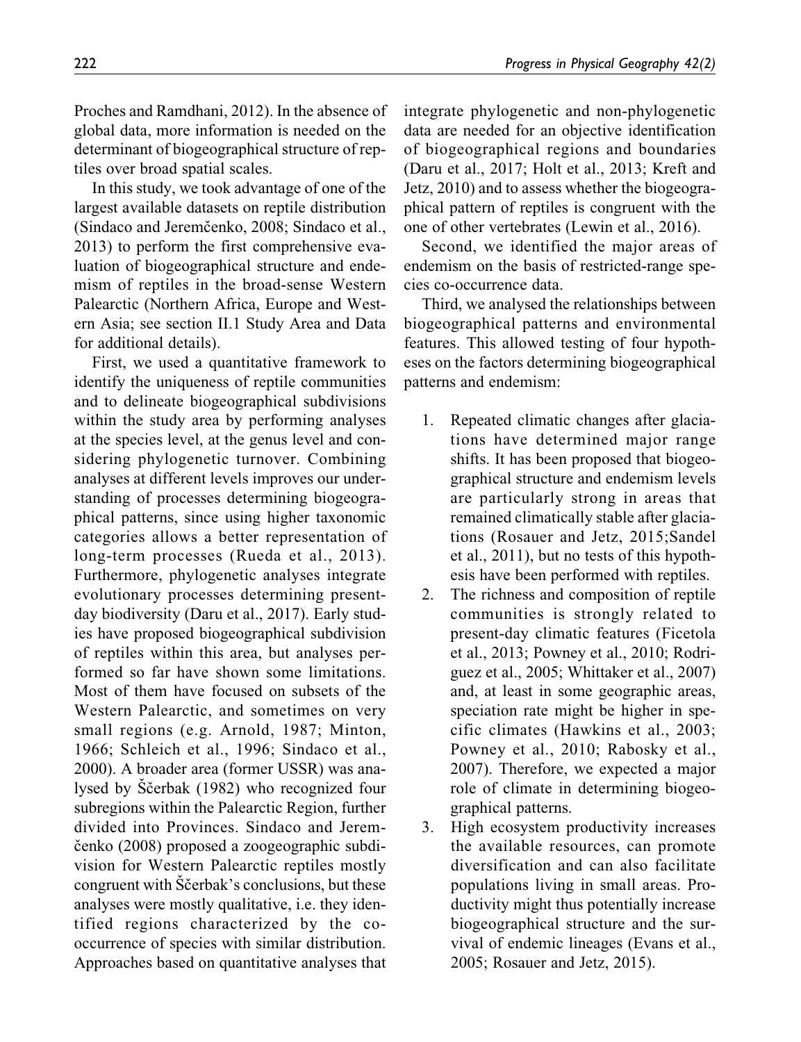Proches and Ramdhani, 2012). In the absence of global data, more information is needed on the determinant of biogeographical structure of reptiles over broad spatial scales.

In this study, we took advantage of one of the largest available datasets on reptile distribution (Sindaco and Jeremčenko, 2008; Sindaco et al., 2013) to perform the first comprehensive evaluation of biogeographical structure and endemism of reptiles in the broad-sense Western Palearctic (Northern Africa, Europe and Western Asia; see section II.1 Study Area and Data for additional details).

First, we used a quantitative framework to identify the uniqueness of reptile communities and to delineate biogeographical subdivisions within the study area by performing analyses at the species level, at the genus level and considering phylogenetic turnover. Combining analyses at different levels improves our understanding of processes determining biogeographical patterns, since using higher taxonomic categories allows a better representation of long-term processes (Rueda et al., 2013). Furthermore, phylogenetic analyses integrate evolutionary processes determining present-day biodiversity (Daru et al., 2017). Early studies have proposed biogeographical subdivision of reptiles within this area, but analyses performed so far have shown some limitations. Most of them have focused on subsets of the Western Palearctic, and sometimes on very small regions (e.g. Arnold, 1987; Minton, 1966; Schleich et al., 1996; Sindaco et al., 2000). A broader area (former USSR) was analysed by Ščerbak (1982) who recognized four subregions within the Palearctic Region, further divided into Provinces. Sindaco and Jeremčenko (2008) proposed a zoogeographic subdivision for Western Palearctic reptiles mostly congruent with Ščerbak's conclusions, but these analyses were mostly qualitative, i.e. they identified regions characterized by the co-occurrence of species with similar distribution. Approaches based on quantitative analyses that integrate phylogenetic and non-phylogenetic data are needed for an objective identification of biogeographical regions and boundaries (Daru et al., 2017; Holt et al., 2013; Kreft and Jetz, 2010) and to assess whether the biogeographical pattern of reptiles is congruent with the one of other vertebrates (Lewin et al., 2016).

Second, we identified the major areas of endemism on the basis of restricted-range species co-occurrence data.

Third, we analysed the relationships between biogeographical patterns and environmental features. This allowed testing of four hypotheses on the factors determining biogeographical patterns and endemism:

1. Repeated climatic changes after glaciations have determined major range shifts. It has been proposed that biogeographical structure and endemism levels are particularly strong in areas that remained climatically stable after glaciations (Rosauer and Jetz, 2015;Sandel et al., 2011), but no tests of this hypothesis have been performed with reptiles.
2. The richness and composition of reptile communities is strongly related to present-day climatic features (Ficetola et al., 2013; Powney et al., 2010; Rodriguez et al., 2005; Whittaker et al., 2007) and, at least in some geographic areas, speciation rate might be higher in specific climates (Hawkins et al., 2003; Powney et al., 2010; Rabosky et al., 2007). Therefore, we expected a major role of climate in determining biogeographical patterns.
3. High ecosystem productivity increases the available resources, can promote diversification and can also facilitate populations living in small areas. Productivity might thus potentially increase biogeographical structure and the survival of endemic lineages (Evans et al., 2005; Rosauer and Jetz, 2015).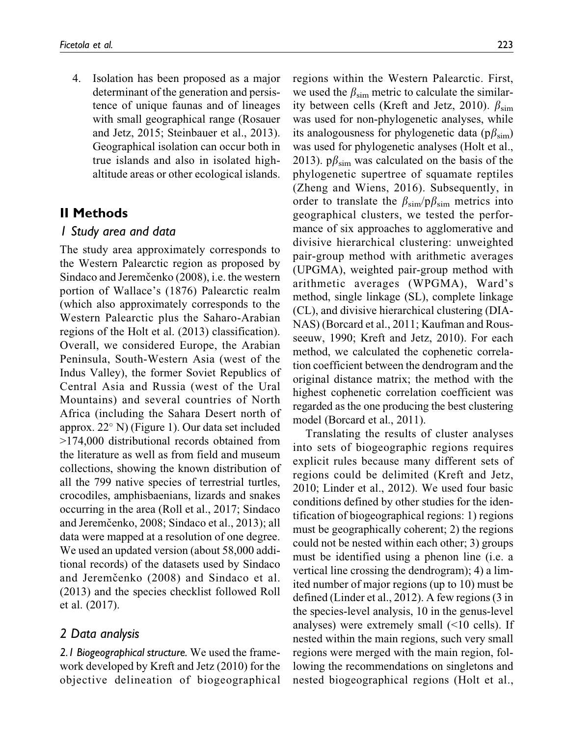4. Isolation has been proposed as a major determinant of the generation and persistence of unique faunas and of lineages with small geographical range (Rosauer and Jetz, 2015; Steinbauer et al., 2013). Geographical isolation can occur both in true islands and also in isolated high-altitude areas or other ecological islands.

## II Methods

### 1 Study area and data

The study area approximately corresponds to the Western Palearctic region as proposed by Sindaco and Jeremčenko (2008), i.e. the western portion of Wallace's (1876) Palearctic realm (which also approximately corresponds to the Western Palearctic plus the Saharo-Arabian regions of the Holt et al. (2013) classification). Overall, we considered Europe, the Arabian Peninsula, South-Western Asia (west of the Indus Valley), the former Soviet Republics of Central Asia and Russia (west of the Ural Mountains) and several countries of North Africa (including the Sahara Desert north of approx. 22° N) (Figure 1). Our data set included >174,000 distributional records obtained from the literature as well as from field and museum collections, showing the known distribution of all the 799 native species of terrestrial turtles, crocodiles, amphisbaenians, lizards and snakes occurring in the area (Roll et al., 2017; Sindaco and Jeremčenko, 2008; Sindaco et al., 2013); all data were mapped at a resolution of one degree. We used an updated version (about 58,000 additional records) of the datasets used by Sindaco and Jeremčenko (2008) and Sindaco et al. (2013) and the species checklist followed Roll et al. (2017).

### 2 Data analysis

*2.1 Biogeographical structure.* We used the framework developed by Kreft and Jetz (2010) for the objective delineation of biogeographical regions within the Western Palearctic. First, we used the $\beta_{sim}$ metric to calculate the similarity between cells (Kreft and Jetz, 2010). $\beta_{sim}$ was used for non-phylogenetic analyses, while its analogousness for phylogenetic data ($p\beta_{sim}$) was used for phylogenetic analyses (Holt et al., 2013). $p\beta_{sim}$ was calculated on the basis of the phylogenetic supertree of squamate reptiles (Zheng and Wiens, 2016). Subsequently, in order to translate the $\beta_{sim}$/$p\beta_{sim}$ metrics into geographical clusters, we tested the performance of six approaches to agglomerative and divisive hierarchical clustering: unweighted pair-group method with arithmetic averages (UPGMA), weighted pair-group method with arithmetic averages (WPGMA), Ward's method, single linkage (SL), complete linkage (CL), and divisive hierarchical clustering (DIANAS) (Borcard et al., 2011; Kaufman and Rousseeuw, 1990; Kreft and Jetz, 2010). For each method, we calculated the cophenetic correlation coefficient between the dendrogram and the original distance matrix; the method with the highest cophenetic correlation coefficient was regarded as the one producing the best clustering model (Borcard et al., 2011).

Translating the results of cluster analyses into sets of biogeographic regions requires explicit rules because many different sets of regions could be delimited (Kreft and Jetz, 2010; Linder et al., 2012). We used four basic conditions defined by other studies for the identification of biogeographical regions: 1) regions must be geographically coherent; 2) the regions could not be nested within each other; 3) groups must be identified using a phenon line (i.e. a vertical line crossing the dendrogram); 4) a limited number of major regions (up to 10) must be defined (Linder et al., 2012). A few regions (3 in the species-level analysis, 10 in the genus-level analyses) were extremely small (<10 cells). If nested within the main regions, such very small regions were merged with the main region, following the recommendations on singletons and nested biogeographical regions (Holt et al.,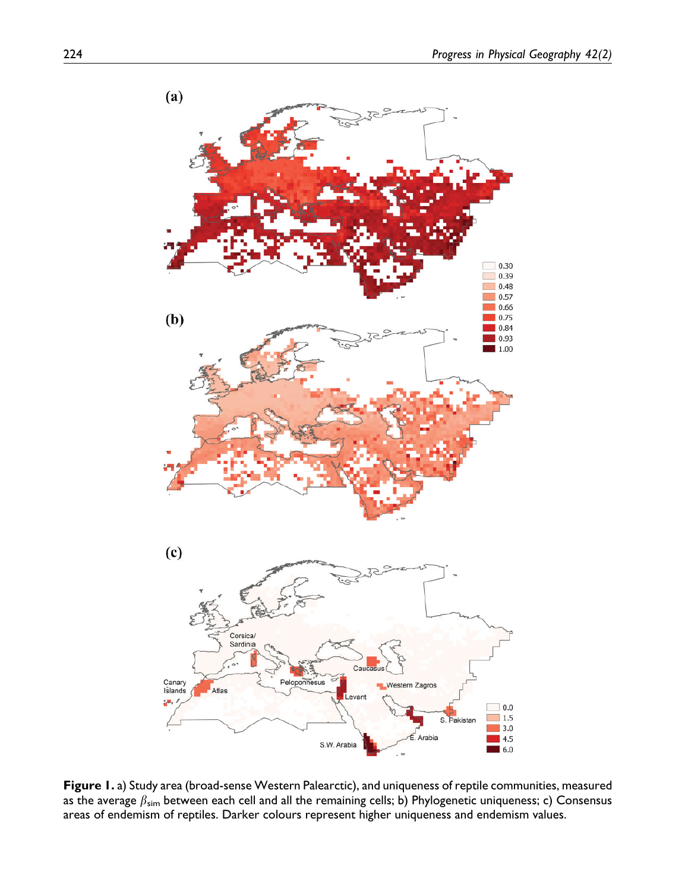**Figure 1.** a) Study area (broad-sense Western Palearctic), and uniqueness of reptile communities, measured as the average $\beta_{sim}$ between each cell and all the remaining cells; b) Phylogenetic uniqueness; c) Consensus areas of endemism of reptiles. Darker colours represent higher uniqueness and endemism values.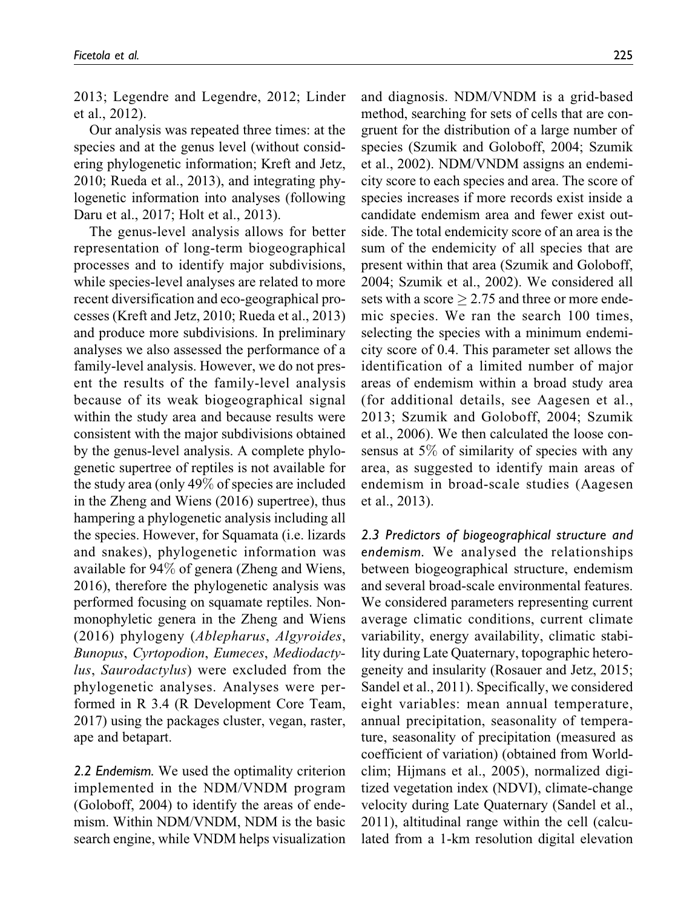2013; Legendre and Legendre, 2012; Linder et al., 2012).

Our analysis was repeated three times: at the species and at the genus level (without considering phylogenetic information; Kreft and Jetz, 2010; Rueda et al., 2013), and integrating phylogenetic information into analyses (following Daru et al., 2017; Holt et al., 2013).

The genus-level analysis allows for better representation of long-term biogeographical processes and to identify major subdivisions, while species-level analyses are related to more recent diversification and eco-geographical processes (Kreft and Jetz, 2010; Rueda et al., 2013) and produce more subdivisions. In preliminary analyses we also assessed the performance of a family-level analysis. However, we do not present the results of the family-level analysis because of its weak biogeographical signal within the study area and because results were consistent with the major subdivisions obtained by the genus-level analysis. A complete phylogenetic supertree of reptiles is not available for the study area (only 49% of species are included in the Zheng and Wiens (2016) supertree), thus hampering a phylogenetic analysis including all the species. However, for Squamata (i.e. lizards and snakes), phylogenetic information was available for 94% of genera (Zheng and Wiens, 2016), therefore the phylogenetic analysis was performed focusing on squamate reptiles. Non-monophyletic genera in the Zheng and Wiens (2016) phylogeny (*Ablepharus*, *Algyroides*, *Bunopus*, *Cyrtopodion*, *Eumeces*, *Mediodactylus*, *Saurodactylus*) were excluded from the phylogenetic analyses. Analyses were performed in R 3.4 (R Development Core Team, 2017) using the packages cluster, vegan, raster, ape and betapart.

*2.2 Endemism.* We used the optimality criterion implemented in the NDM/VNDM program (Goloboff, 2004) to identify the areas of endemism. Within NDM/VNDM, NDM is the basic search engine, while VNDM helps visualization and diagnosis. NDM/VNDM is a grid-based method, searching for sets of cells that are congruent for the distribution of a large number of species (Szumik and Goloboff, 2004; Szumik et al., 2002). NDM/VNDM assigns an endemicity score to each species and area. The score of species increases if more records exist inside a candidate endemism area and fewer exist outside. The total endemicity score of an area is the sum of the endemicity of all species that are present within that area (Szumik and Goloboff, 2004; Szumik et al., 2002). We considered all sets with a score $\geq 2.75$ and three or more endemic species. We ran the search 100 times, selecting the species with a minimum endemicity score of 0.4. This parameter set allows the identification of a limited number of major areas of endemism within a broad study area (for additional details, see Aagesen et al., 2013; Szumik and Goloboff, 2004; Szumik et al., 2006). We then calculated the loose consensus at 5% of similarity of species with any area, as suggested to identify main areas of endemism in broad-scale studies (Aagesen et al., 2013).

*2.3 Predictors of biogeographical structure and endemism.* We analysed the relationships between biogeographical structure, endemism and several broad-scale environmental features. We considered parameters representing current average climatic conditions, current climate variability, energy availability, climatic stability during Late Quaternary, topographic heterogeneity and insularity (Rosauer and Jetz, 2015; Sandel et al., 2011). Specifically, we considered eight variables: mean annual temperature, annual precipitation, seasonality of temperature, seasonality of precipitation (measured as coefficient of variation) (obtained from Worldclim; Hijmans et al., 2005), normalized digitized vegetation index (NDVI), climate-change velocity during Late Quaternary (Sandel et al., 2011), altitudinal range within the cell (calculated from a 1-km resolution digital elevation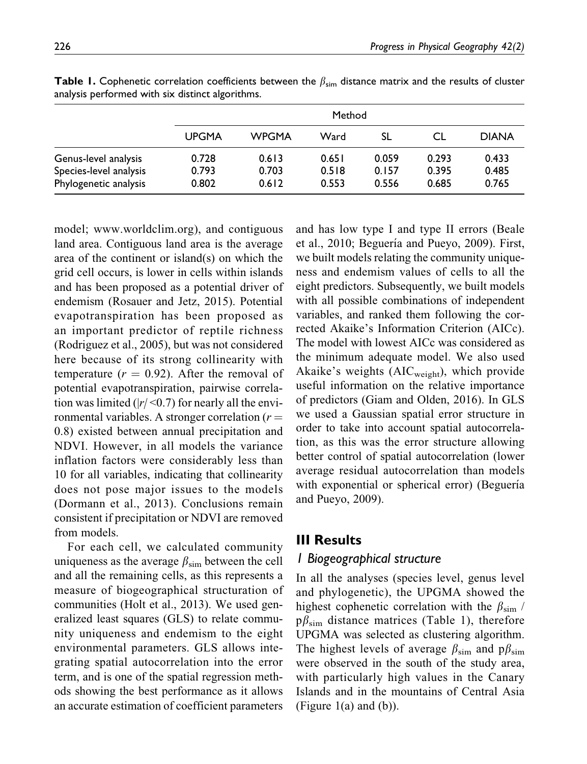**Table 1.** Cophenetic correlation coefficients between the $\beta_{sim}$ distance matrix and the results of cluster analysis performed with six distinct algorithms.

| | Method | | | | | |
|---|---|---|---|---|---|---|
| | UPGMA | WPGMA | Ward | SL | CL | DIANA |
| Genus-level analysis | 0.728 | 0.613 | 0.651 | 0.059 | 0.293 | 0.433 |
| Species-level analysis | 0.793 | 0.703 | 0.518 | 0.157 | 0.395 | 0.485 |
| Phylogenetic analysis | 0.802 | 0.612 | 0.553 | 0.556 | 0.685 | 0.765 |

model; www.worldclim.org), and contiguous land area. Contiguous land area is the average area of the continent or island(s) on which the grid cell occurs, is lower in cells within islands and has been proposed as a potential driver of endemism (Rosauer and Jetz, 2015). Potential evapotranspiration has been proposed as an important predictor of reptile richness (Rodriguez et al., 2005), but was not considered here because of its strong collinearity with temperature ($r = 0.92$). After the removal of potential evapotranspiration, pairwise correlation was limited ($|r| < 0.7$) for nearly all the environmental variables. A stronger correlation ($r = 0.8$) existed between annual precipitation and NDVI. However, in all models the variance inflation factors were considerably less than 10 for all variables, indicating that collinearity does not pose major issues to the models (Dormann et al., 2013). Conclusions remain consistent if precipitation or NDVI are removed from models.

For each cell, we calculated community uniqueness as the average $\beta_{sim}$ between the cell and all the remaining cells, as this represents a measure of biogeographical structuration of communities (Holt et al., 2013). We used generalized least squares (GLS) to relate community uniqueness and endemism to the eight environmental parameters. GLS allows integrating spatial autocorrelation into the error term, and is one of the spatial regression methods showing the best performance as it allows an accurate estimation of coefficient parameters and has low type I and type II errors (Beale et al., 2010; Beguería and Pueyo, 2009). First, we built models relating the community uniqueness and endemism values of cells to all the eight predictors. Subsequently, we built models with all possible combinations of independent variables, and ranked them following the corrected Akaike's Information Criterion (AICc). The model with lowest AICc was considered as the minimum adequate model. We also used Akaike's weights ($AIC_{weight}$), which provide useful information on the relative importance of predictors (Giam and Olden, 2016). In GLS we used a Gaussian spatial error structure in order to take into account spatial autocorrelation, as this was the error structure allowing better control of spatial autocorrelation (lower average residual autocorrelation than models with exponential or spherical error) (Beguería and Pueyo, 2009).

## III Results

### 1 Biogeographical structure

In all the analyses (species level, genus level and phylogenetic), the UPGMA showed the highest cophenetic correlation with the $\beta_{sim}$ / $p\beta_{sim}$ distance matrices (Table 1), therefore UPGMA was selected as clustering algorithm. The highest levels of average $\beta_{sim}$ and $p\beta_{sim}$ were observed in the south of the study area, with particularly high values in the Canary Islands and in the mountains of Central Asia (Figure 1(a) and (b)).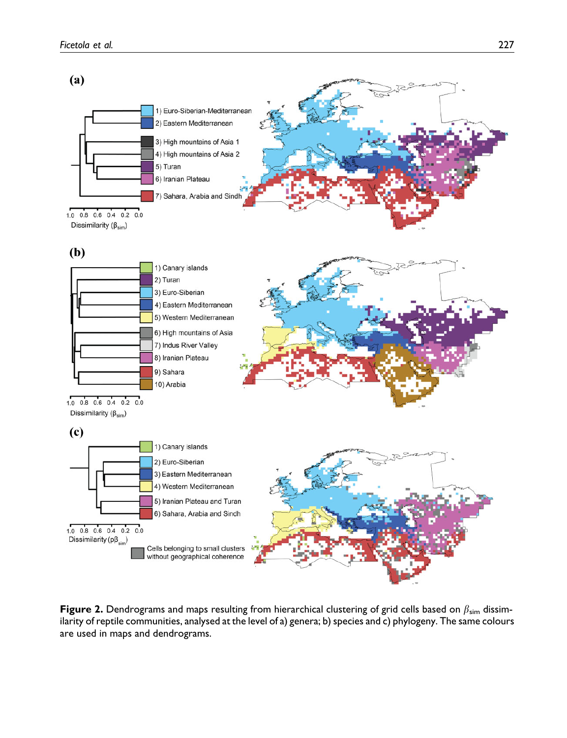**Figure 2.** Dendrograms and maps resulting from hierarchical clustering of grid cells based on $\beta_{sim}$ dissimilarity of reptile communities, analysed at the level of a) genera; b) species and c) phylogeny. The same colours are used in maps and dendrograms.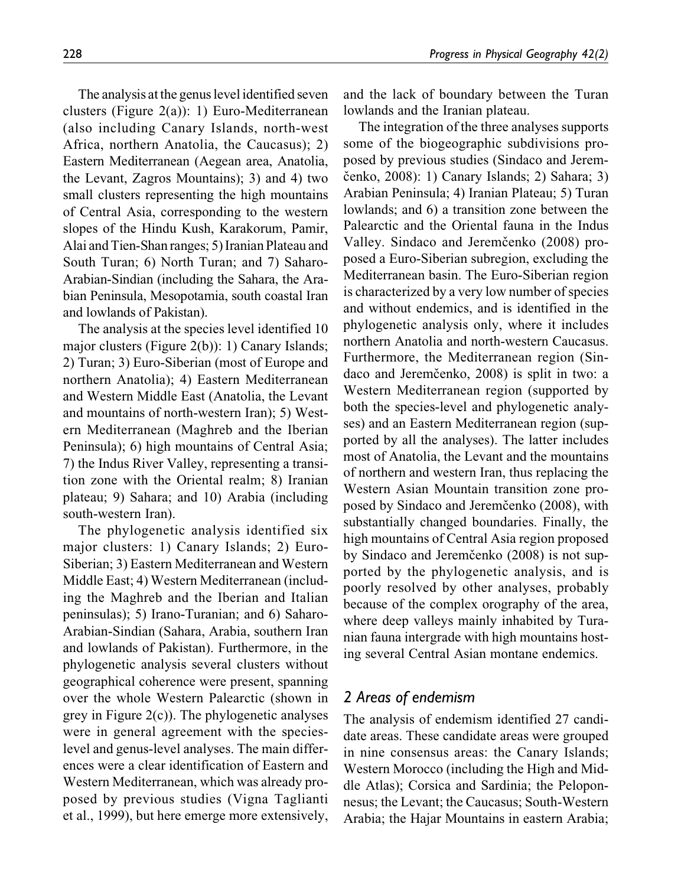The analysis at the genus level identified seven clusters (Figure 2(a)): 1) Euro-Mediterranean (also including Canary Islands, north-west Africa, northern Anatolia, the Caucasus); 2) Eastern Mediterranean (Aegean area, Anatolia, the Levant, Zagros Mountains); 3) and 4) two small clusters representing the high mountains of Central Asia, corresponding to the western slopes of the Hindu Kush, Karakorum, Pamir, Alai and Tien-Shan ranges; 5) Iranian Plateau and South Turan; 6) North Turan; and 7) Saharo-Arabian-Sindian (including the Sahara, the Arabian Peninsula, Mesopotamia, south coastal Iran and lowlands of Pakistan).

The analysis at the species level identified 10 major clusters (Figure 2(b)): 1) Canary Islands; 2) Turan; 3) Euro-Siberian (most of Europe and northern Anatolia); 4) Eastern Mediterranean and Western Middle East (Anatolia, the Levant and mountains of north-western Iran); 5) Western Mediterranean (Maghreb and the Iberian Peninsula); 6) high mountains of Central Asia; 7) the Indus River Valley, representing a transition zone with the Oriental realm; 8) Iranian plateau; 9) Sahara; and 10) Arabia (including south-western Iran).

The phylogenetic analysis identified six major clusters: 1) Canary Islands; 2) Euro-Siberian; 3) Eastern Mediterranean and Western Middle East; 4) Western Mediterranean (including the Maghreb and the Iberian and Italian peninsulas); 5) Irano-Turanian; and 6) Saharo-Arabian-Sindian (Sahara, Arabia, southern Iran and lowlands of Pakistan). Furthermore, in the phylogenetic analysis several clusters without geographical coherence were present, spanning over the whole Western Palearctic (shown in grey in Figure 2(c)). The phylogenetic analyses were in general agreement with the species-level and genus-level analyses. The main differences were a clear identification of Eastern and Western Mediterranean, which was already proposed by previous studies (Vigna Taglianti et al., 1999), but here emerge more extensively, and the lack of boundary between the Turan lowlands and the Iranian plateau.

The integration of the three analyses supports some of the biogeographic subdivisions proposed by previous studies (Sindaco and Jeremčenko, 2008): 1) Canary Islands; 2) Sahara; 3) Arabian Peninsula; 4) Iranian Plateau; 5) Turan lowlands; and 6) a transition zone between the Palearctic and the Oriental fauna in the Indus Valley. Sindaco and Jeremčenko (2008) proposed a Euro-Siberian subregion, excluding the Mediterranean basin. The Euro-Siberian region is characterized by a very low number of species and without endemics, and is identified in the phylogenetic analysis only, where it includes northern Anatolia and north-western Caucasus. Furthermore, the Mediterranean region (Sindaco and Jeremčenko, 2008) is split in two: a Western Mediterranean region (supported by both the species-level and phylogenetic analyses) and an Eastern Mediterranean region (supported by all the analyses). The latter includes most of Anatolia, the Levant and the mountains of northern and western Iran, thus replacing the Western Asian Mountain transition zone proposed by Sindaco and Jeremčenko (2008), with substantially changed boundaries. Finally, the high mountains of Central Asia region proposed by Sindaco and Jeremčenko (2008) is not supported by the phylogenetic analysis, and is poorly resolved by other analyses, probably because of the complex orography of the area, where deep valleys mainly inhabited by Turanian fauna intergrade with high mountains hosting several Central Asian montane endemics.

## 2 Areas of endemism

The analysis of endemism identified 27 candidate areas. These candidate areas were grouped in nine consensus areas: the Canary Islands; Western Morocco (including the High and Middle Atlas); Corsica and Sardinia; the Peloponnesus; the Levant; the Caucasus; South-Western Arabia; the Hajar Mountains in eastern Arabia;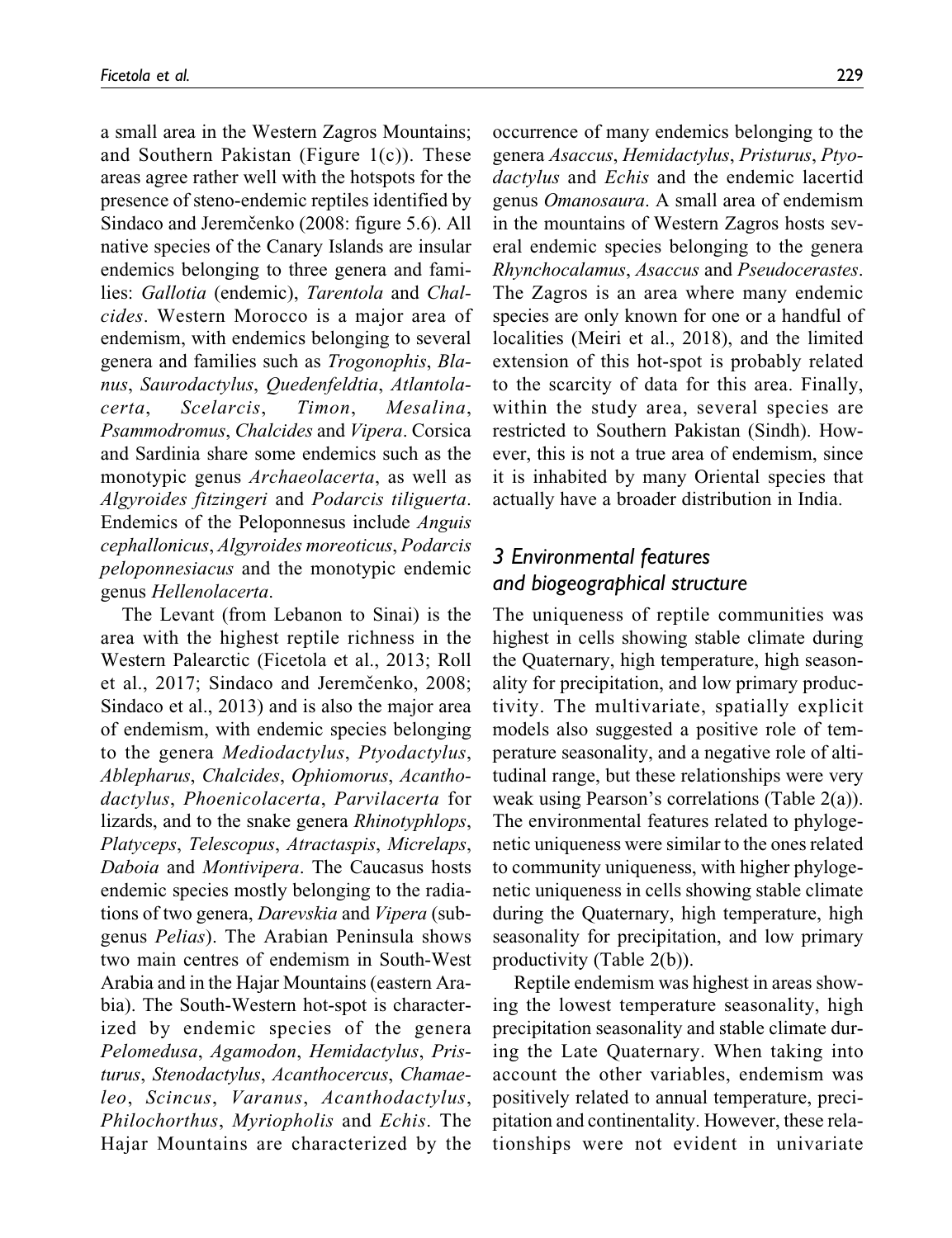a small area in the Western Zagros Mountains; and Southern Pakistan (Figure 1(c)). These areas agree rather well with the hotspots for the presence of steno-endemic reptiles identified by Sindaco and Jeremčenko (2008: figure 5.6). All native species of the Canary Islands are insular endemics belonging to three genera and families: *Gallotia* (endemic), *Tarentola* and *Chalcides*. Western Morocco is a major area of endemism, with endemics belonging to several genera and families such as *Trogonophis*, *Blanus*, *Saurodactylus*, *Quedenfeldtia*, *Atlantolacerta*, *Scelarcis*, *Timon*, *Mesalina*, *Psammodromus*, *Chalcides* and *Vipera*. Corsica and Sardinia share some endemics such as the monotypic genus *Archaeolacerta*, as well as *Algyroides fitzingeri* and *Podarcis tiliguerta*. Endemics of the Peloponnesus include *Anguis cephallonicus*, *Algyroides moreoticus*, *Podarcis peloponnesiacus* and the monotypic endemic genus *Hellenolacerta*.

The Levant (from Lebanon to Sinai) is the area with the highest reptile richness in the Western Palearctic (Ficetola et al., 2013; Roll et al., 2017; Sindaco and Jeremčenko, 2008; Sindaco et al., 2013) and is also the major area of endemism, with endemic species belonging to the genera *Mediodactylus*, *Ptyodactylus*, *Ablepharus*, *Chalcides*, *Ophiomorus*, *Acanthodactylus*, *Phoenicolacerta*, *Parvilacerta* for lizards, and to the snake genera *Rhinotyphlops*, *Platyceps*, *Telescopus*, *Atractaspis*, *Micrelaps*, *Daboia* and *Montivipera*. The Caucasus hosts endemic species mostly belonging to the radiations of two genera, *Darevskia* and *Vipera* (subgenus *Pelias*). The Arabian Peninsula shows two main centres of endemism in South-West Arabia and in the Hajar Mountains (eastern Arabia). The South-Western hot-spot is characterized by endemic species of the genera *Pelomedusa*, *Agamodon*, *Hemidactylus*, *Pristurus*, *Stenodactylus*, *Acanthocercus*, *Chamaeleo*, *Scincus*, *Varanus*, *Acanthodactylus*, *Philochorthus*, *Myriopholis* and *Echis*. The Hajar Mountains are characterized by the occurrence of many endemics belonging to the genera *Asaccus*, *Hemidactylus*, *Pristurus*, *Ptyodactylus* and *Echis* and the endemic lacertid genus *Omanosaura*. A small area of endemism in the mountains of Western Zagros hosts several endemic species belonging to the genera *Rhynchocalamus*, *Asaccus* and *Pseudocerastes*. The Zagros is an area where many endemic species are only known for one or a handful of localities (Meiri et al., 2018), and the limited extension of this hot-spot is probably related to the scarcity of data for this area. Finally, within the study area, several species are restricted to Southern Pakistan (Sindh). However, this is not a true area of endemism, since it is inhabited by many Oriental species that actually have a broader distribution in India.

## 3 Environmental features and biogeographical structure

The uniqueness of reptile communities was highest in cells showing stable climate during the Quaternary, high temperature, high seasonality for precipitation, and low primary productivity. The multivariate, spatially explicit models also suggested a positive role of temperature seasonality, and a negative role of altitudinal range, but these relationships were very weak using Pearson's correlations (Table 2(a)). The environmental features related to phylogenetic uniqueness were similar to the ones related to community uniqueness, with higher phylogenetic uniqueness in cells showing stable climate during the Quaternary, high temperature, high seasonality for precipitation, and low primary productivity (Table 2(b)).

Reptile endemism was highest in areas showing the lowest temperature seasonality, high precipitation seasonality and stable climate during the Late Quaternary. When taking into account the other variables, endemism was positively related to annual temperature, precipitation and continentality. However, these relationships were not evident in univariate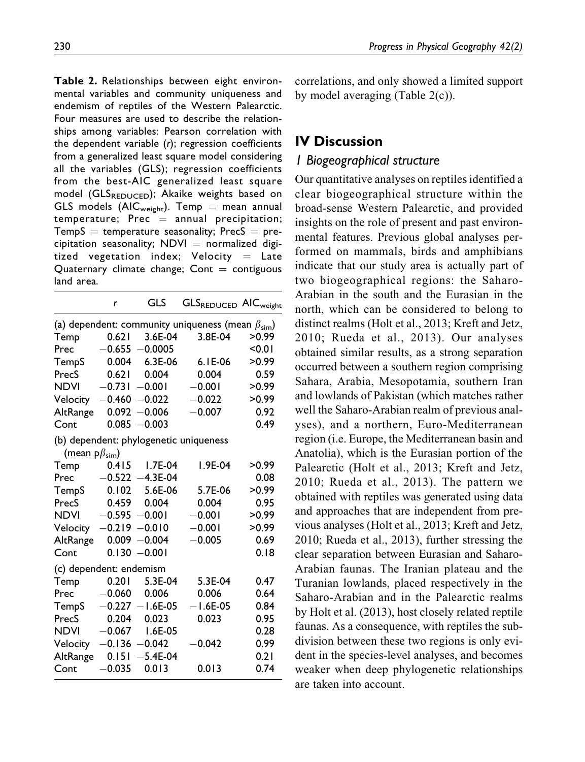**Table 2.** Relationships between eight environmental variables and community uniqueness and endemism of reptiles of the Western Palearctic. Four measures are used to describe the relationships among variables: Pearson correlation with the dependent variable (*r*); regression coefficients from a generalized least square model considering all the variables (GLS); regression coefficients from the best-AIC generalized least square model ($GLS_{REDUCED}$); Akaike weights based on GLS models ($AIC_{weight}$). Temp = mean annual temperature; Prec = annual precipitation; TempS = temperature seasonality; PrecS = precipitation seasonality; NDVI = normalized digitized vegetation index; Velocity = Late Quaternary climate change; Cont = contiguous land area.

| | *r* | GLS | $GLS_{REDUCED}$ | $AIC_{weight}$ |
|---|---|---|---|---|
| (a) dependent: community uniqueness (mean $\beta_{sim}$) | | | | |
| Temp | 0.621 | 3.6E-04 | 3.8E-04 | >0.99 |
| Prec | −0.655 | −0.0005 | | <0.01 |
| TempS | 0.004 | 6.3E-06 | 6.1E-06 | >0.99 |
| PrecS | 0.621 | 0.004 | 0.004 | 0.59 |
| NDVI | −0.731 | −0.001 | −0.001 | >0.99 |
| Velocity | −0.460 | −0.022 | −0.022 | >0.99 |
| AltRange | 0.092 | −0.006 | −0.007 | 0.92 |
| Cont | 0.085 | −0.003 | | 0.49 |
| (b) dependent: phylogenetic uniqueness (mean $p\beta_{sim}$) | | | | |
| Temp | 0.415 | 1.7E-04 | 1.9E-04 | >0.99 |
| Prec | −0.522 | −4.3E-04 | | 0.08 |
| TempS | 0.102 | 5.6E-06 | 5.7E-06 | >0.99 |
| PrecS | 0.459 | 0.004 | 0.004 | 0.95 |
| NDVI | −0.595 | −0.001 | −0.001 | >0.99 |
| Velocity | −0.219 | −0.010 | −0.001 | >0.99 |
| AltRange | 0.009 | −0.004 | −0.005 | 0.69 |
| Cont | 0.130 | −0.001 | | 0.18 |
| (c) dependent: endemism | | | | |
| Temp | 0.201 | 5.3E-04 | 5.3E-04 | 0.47 |
| Prec | −0.060 | 0.006 | 0.006 | 0.64 |
| TempS | −0.227 | −1.6E-05 | −1.6E-05 | 0.84 |
| PrecS | 0.204 | 0.023 | 0.023 | 0.95 |
| NDVI | −0.067 | 1.6E-05 | | 0.28 |
| Velocity | −0.136 | −0.042 | −0.042 | 0.99 |
| AltRange | 0.151 | −5.4E-04 | | 0.21 |
| Cont | −0.035 | 0.013 | 0.013 | 0.74 |

correlations, and only showed a limited support by model averaging (Table 2(c)).

## IV Discussion

### 1 Biogeographical structure

Our quantitative analyses on reptiles identified a clear biogeographical structure within the broad-sense Western Palearctic, and provided insights on the role of present and past environmental features. Previous global analyses performed on mammals, birds and amphibians indicate that our study area is actually part of two biogeographical regions: the Saharo-Arabian in the south and the Eurasian in the north, which can be considered to belong to distinct realms (Holt et al., 2013; Kreft and Jetz, 2010; Rueda et al., 2013). Our analyses obtained similar results, as a strong separation occurred between a southern region comprising Sahara, Arabia, Mesopotamia, southern Iran and lowlands of Pakistan (which matches rather well the Saharo-Arabian realm of previous analyses), and a northern, Euro-Mediterranean region (i.e. Europe, the Mediterranean basin and Anatolia), which is the Eurasian portion of the Palearctic (Holt et al., 2013; Kreft and Jetz, 2010; Rueda et al., 2013). The pattern we obtained with reptiles was generated using data and approaches that are independent from previous analyses (Holt et al., 2013; Kreft and Jetz, 2010; Rueda et al., 2013), further stressing the clear separation between Eurasian and Saharo-Arabian faunas. The Iranian plateau and the Turanian lowlands, placed respectively in the Saharo-Arabian and in the Palearctic realms by Holt et al. (2013), host closely related reptile faunas. As a consequence, with reptiles the subdivision between these two regions is only evident in the species-level analyses, and becomes weaker when deep phylogenetic relationships are taken into account.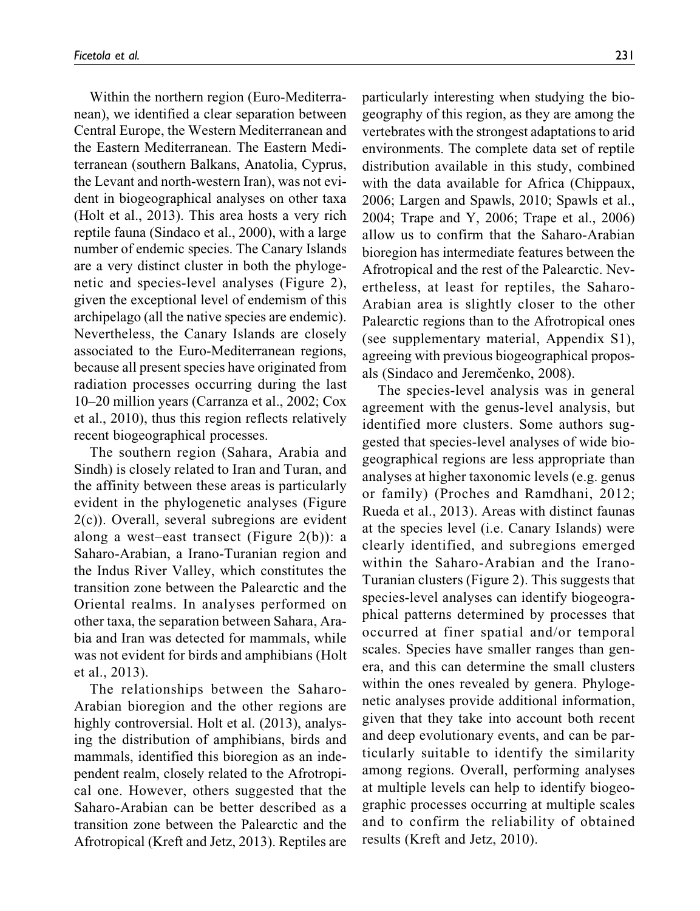Within the northern region (Euro-Mediterranean), we identified a clear separation between Central Europe, the Western Mediterranean and the Eastern Mediterranean. The Eastern Mediterranean (southern Balkans, Anatolia, Cyprus, the Levant and north-western Iran), was not evident in biogeographical analyses on other taxa (Holt et al., 2013). This area hosts a very rich reptile fauna (Sindaco et al., 2000), with a large number of endemic species. The Canary Islands are a very distinct cluster in both the phylogenetic and species-level analyses (Figure 2), given the exceptional level of endemism of this archipelago (all the native species are endemic). Nevertheless, the Canary Islands are closely associated to the Euro-Mediterranean regions, because all present species have originated from radiation processes occurring during the last 10–20 million years (Carranza et al., 2002; Cox et al., 2010), thus this region reflects relatively recent biogeographical processes.

The southern region (Sahara, Arabia and Sindh) is closely related to Iran and Turan, and the affinity between these areas is particularly evident in the phylogenetic analyses (Figure 2(c)). Overall, several subregions are evident along a west–east transect (Figure 2(b)): a Saharo-Arabian, a Irano-Turanian region and the Indus River Valley, which constitutes the transition zone between the Palearctic and the Oriental realms. In analyses performed on other taxa, the separation between Sahara, Arabia and Iran was detected for mammals, while was not evident for birds and amphibians (Holt et al., 2013).

The relationships between the Saharo-Arabian bioregion and the other regions are highly controversial. Holt et al. (2013), analysing the distribution of amphibians, birds and mammals, identified this bioregion as an independent realm, closely related to the Afrotropical one. However, others suggested that the Saharo-Arabian can be better described as a transition zone between the Palearctic and the Afrotropical (Kreft and Jetz, 2013). Reptiles are particularly interesting when studying the biogeography of this region, as they are among the vertebrates with the strongest adaptations to arid environments. The complete data set of reptile distribution available in this study, combined with the data available for Africa (Chippaux, 2006; Largen and Spawls, 2010; Spawls et al., 2004; Trape and Y, 2006; Trape et al., 2006) allow us to confirm that the Saharo-Arabian bioregion has intermediate features between the Afrotropical and the rest of the Palearctic. Nevertheless, at least for reptiles, the Saharo-Arabian area is slightly closer to the other Palearctic regions than to the Afrotropical ones (see supplementary material, Appendix S1), agreeing with previous biogeographical proposals (Sindaco and Jeremčenko, 2008).

The species-level analysis was in general agreement with the genus-level analysis, but identified more clusters. Some authors suggested that species-level analyses of wide biogeographical regions are less appropriate than analyses at higher taxonomic levels (e.g. genus or family) (Proches and Ramdhani, 2012; Rueda et al., 2013). Areas with distinct faunas at the species level (i.e. Canary Islands) were clearly identified, and subregions emerged within the Saharo-Arabian and the Irano-Turanian clusters (Figure 2). This suggests that species-level analyses can identify biogeographical patterns determined by processes that occurred at finer spatial and/or temporal scales. Species have smaller ranges than genera, and this can determine the small clusters within the ones revealed by genera. Phylogenetic analyses provide additional information, given that they take into account both recent and deep evolutionary events, and can be particularly suitable to identify the similarity among regions. Overall, performing analyses at multiple levels can help to identify biogeographic processes occurring at multiple scales and to confirm the reliability of obtained results (Kreft and Jetz, 2010).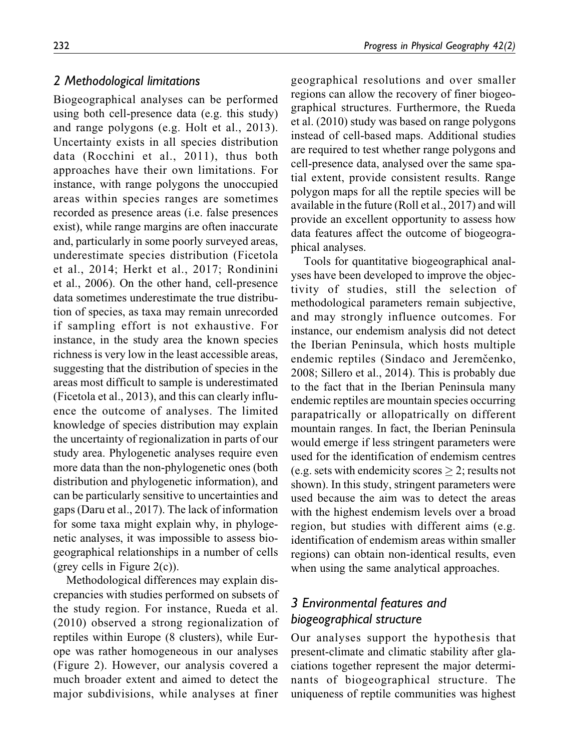## 2 Methodological limitations

Biogeographical analyses can be performed using both cell-presence data (e.g. this study) and range polygons (e.g. Holt et al., 2013). Uncertainty exists in all species distribution data (Rocchini et al., 2011), thus both approaches have their own limitations. For instance, with range polygons the unoccupied areas within species ranges are sometimes recorded as presence areas (i.e. false presences exist), while range margins are often inaccurate and, particularly in some poorly surveyed areas, underestimate species distribution (Ficetola et al., 2014; Herkt et al., 2017; Rondinini et al., 2006). On the other hand, cell-presence data sometimes underestimate the true distribution of species, as taxa may remain unrecorded if sampling effort is not exhaustive. For instance, in the study area the known species richness is very low in the least accessible areas, suggesting that the distribution of species in the areas most difficult to sample is underestimated (Ficetola et al., 2013), and this can clearly influence the outcome of analyses. The limited knowledge of species distribution may explain the uncertainty of regionalization in parts of our study area. Phylogenetic analyses require even more data than the non-phylogenetic ones (both distribution and phylogenetic information), and can be particularly sensitive to uncertainties and gaps (Daru et al., 2017). The lack of information for some taxa might explain why, in phylogenetic analyses, it was impossible to assess biogeographical relationships in a number of cells (grey cells in Figure 2(c)).

Methodological differences may explain discrepancies with studies performed on subsets of the study region. For instance, Rueda et al. (2010) observed a strong regionalization of reptiles within Europe (8 clusters), while Europe was rather homogeneous in our analyses (Figure 2). However, our analysis covered a much broader extent and aimed to detect the major subdivisions, while analyses at finer geographical resolutions and over smaller regions can allow the recovery of finer biogeographical structures. Furthermore, the Rueda et al. (2010) study was based on range polygons instead of cell-based maps. Additional studies are required to test whether range polygons and cell-presence data, analysed over the same spatial extent, provide consistent results. Range polygon maps for all the reptile species will be available in the future (Roll et al., 2017) and will provide an excellent opportunity to assess how data features affect the outcome of biogeographical analyses.

Tools for quantitative biogeographical analyses have been developed to improve the objectivity of studies, still the selection of methodological parameters remain subjective, and may strongly influence outcomes. For instance, our endemism analysis did not detect the Iberian Peninsula, which hosts multiple endemic reptiles (Sindaco and Jeremčenko, 2008; Sillero et al., 2014). This is probably due to the fact that in the Iberian Peninsula many endemic reptiles are mountain species occurring parapatrically or allopatrically on different mountain ranges. In fact, the Iberian Peninsula would emerge if less stringent parameters were used for the identification of endemism centres (e.g. sets with endemicity scores $\geq 2$; results not shown). In this study, stringent parameters were used because the aim was to detect the areas with the highest endemism levels over a broad region, but studies with different aims (e.g. identification of endemism areas within smaller regions) can obtain non-identical results, even when using the same analytical approaches.

## 3 Environmental features and biogeographical structure

Our analyses support the hypothesis that present-climate and climatic stability after glaciations together represent the major determinants of biogeographical structure. The uniqueness of reptile communities was highest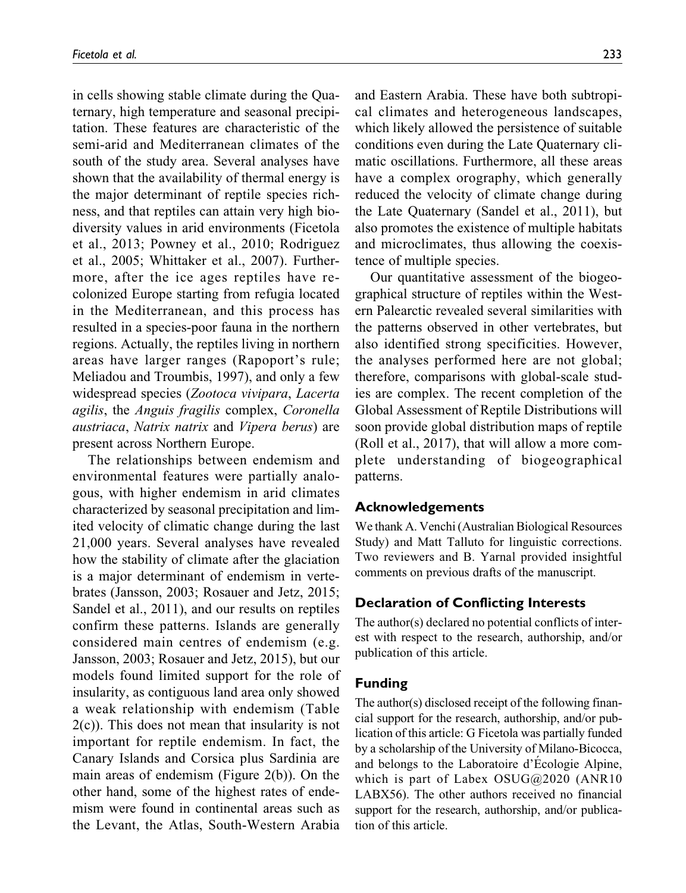in cells showing stable climate during the Quaternary, high temperature and seasonal precipitation. These features are characteristic of the semi-arid and Mediterranean climates of the south of the study area. Several analyses have shown that the availability of thermal energy is the major determinant of reptile species richness, and that reptiles can attain very high biodiversity values in arid environments (Ficetola et al., 2013; Powney et al., 2010; Rodriguez et al., 2005; Whittaker et al., 2007). Furthermore, after the ice ages reptiles have recolonized Europe starting from refugia located in the Mediterranean, and this process has resulted in a species-poor fauna in the northern regions. Actually, the reptiles living in northern areas have larger ranges (Rapoport's rule; Meliadou and Troumbis, 1997), and only a few widespread species (*Zootoca vivipara*, *Lacerta agilis*, the *Anguis fragilis* complex, *Coronella austriaca*, *Natrix natrix* and *Vipera berus*) are present across Northern Europe.

The relationships between endemism and environmental features were partially analogous, with higher endemism in arid climates characterized by seasonal precipitation and limited velocity of climatic change during the last 21,000 years. Several analyses have revealed how the stability of climate after the glaciation is a major determinant of endemism in vertebrates (Jansson, 2003; Rosauer and Jetz, 2015; Sandel et al., 2011), and our results on reptiles confirm these patterns. Islands are generally considered main centres of endemism (e.g. Jansson, 2003; Rosauer and Jetz, 2015), but our models found limited support for the role of insularity, as contiguous land area only showed a weak relationship with endemism (Table 2(c)). This does not mean that insularity is not important for reptile endemism. In fact, the Canary Islands and Corsica plus Sardinia are main areas of endemism (Figure 2(b)). On the other hand, some of the highest rates of endemism were found in continental areas such as the Levant, the Atlas, South-Western Arabia and Eastern Arabia. These have both subtropical climates and heterogeneous landscapes, which likely allowed the persistence of suitable conditions even during the Late Quaternary climatic oscillations. Furthermore, all these areas have a complex orography, which generally reduced the velocity of climate change during the Late Quaternary (Sandel et al., 2011), but also promotes the existence of multiple habitats and microclimates, thus allowing the coexistence of multiple species.

Our quantitative assessment of the biogeographical structure of reptiles within the Western Palearctic revealed several similarities with the patterns observed in other vertebrates, but also identified strong specificities. However, the analyses performed here are not global; therefore, comparisons with global-scale studies are complex. The recent completion of the Global Assessment of Reptile Distributions will soon provide global distribution maps of reptile (Roll et al., 2017), that will allow a more complete understanding of biogeographical patterns.

## Acknowledgements

We thank A. Venchi (Australian Biological Resources Study) and Matt Talluto for linguistic corrections. Two reviewers and B. Yarnal provided insightful comments on previous drafts of the manuscript.

## Declaration of Conflicting Interests

The author(s) declared no potential conflicts of interest with respect to the research, authorship, and/or publication of this article.

## Funding

The author(s) disclosed receipt of the following financial support for the research, authorship, and/or publication of this article: G Ficetola was partially funded by a scholarship of the University of Milano-Bicocca, and belongs to the Laboratoire d'Écologie Alpine, which is part of Labex OSUG@2020 (ANR10 LABX56). The other authors received no financial support for the research, authorship, and/or publication of this article.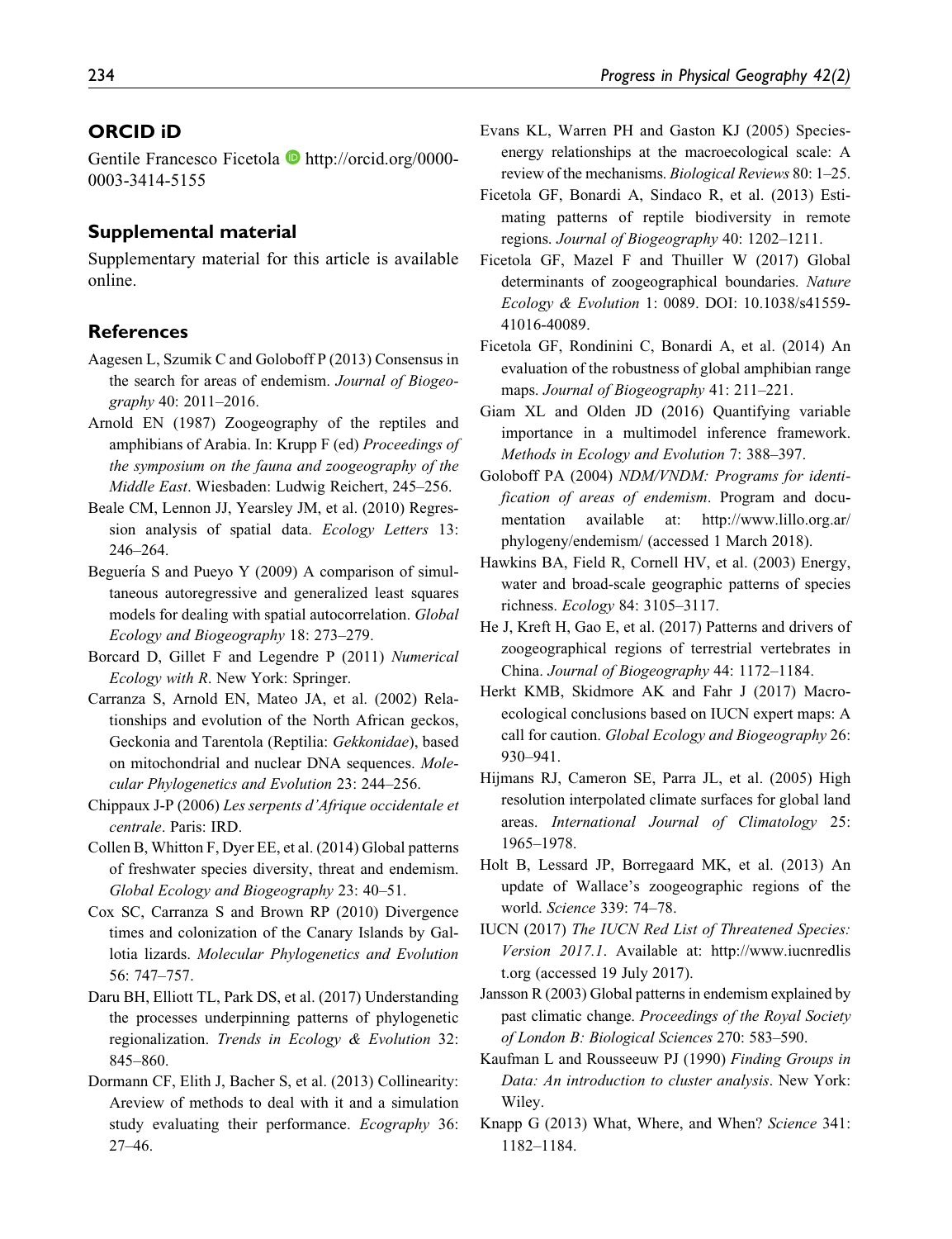## ORCID iD

Gentile Francesco Ficetola http://orcid.org/0000-0003-3414-5155

## Supplemental material

Supplementary material for this article is available online.

## References

Aagesen L, Szumik C and Goloboff P (2013) Consensus in the search for areas of endemism. *Journal of Biogeography* 40: 2011–2016.

Arnold EN (1987) Zoogeography of the reptiles and amphibians of Arabia. In: Krupp F (ed) *Proceedings of the symposium on the fauna and zoogeography of the Middle East*. Wiesbaden: Ludwig Reichert, 245–256.

Beale CM, Lennon JJ, Yearsley JM, et al. (2010) Regression analysis of spatial data. *Ecology Letters* 13: 246–264.

Beguería S and Pueyo Y (2009) A comparison of simultaneous autoregressive and generalized least squares models for dealing with spatial autocorrelation. *Global Ecology and Biogeography* 18: 273–279.

Borcard D, Gillet F and Legendre P (2011) *Numerical Ecology with R*. New York: Springer.

Carranza S, Arnold EN, Mateo JA, et al. (2002) Relationships and evolution of the North African geckos, Geckonia and Tarentola (Reptilia: *Gekkonidae*), based on mitochondrial and nuclear DNA sequences. *Molecular Phylogenetics and Evolution* 23: 244–256.

Chippaux J-P (2006) *Les serpents d'Afrique occidentale et centrale*. Paris: IRD.

Collen B, Whitton F, Dyer EE, et al. (2014) Global patterns of freshwater species diversity, threat and endemism. *Global Ecology and Biogeography* 23: 40–51.

Cox SC, Carranza S and Brown RP (2010) Divergence times and colonization of the Canary Islands by Gallotia lizards. *Molecular Phylogenetics and Evolution* 56: 747–757.

Daru BH, Elliott TL, Park DS, et al. (2017) Understanding the processes underpinning patterns of phylogenetic regionalization. *Trends in Ecology & Evolution* 32: 845–860.

Dormann CF, Elith J, Bacher S, et al. (2013) Collinearity: Areview of methods to deal with it and a simulation study evaluating their performance. *Ecography* 36: 27–46.

Evans KL, Warren PH and Gaston KJ (2005) Species-energy relationships at the macroecological scale: A review of the mechanisms. *Biological Reviews* 80: 1–25.

Ficetola GF, Bonardi A, Sindaco R, et al. (2013) Estimating patterns of reptile biodiversity in remote regions. *Journal of Biogeography* 40: 1202–1211.

Ficetola GF, Mazel F and Thuiller W (2017) Global determinants of zoogeographical boundaries. *Nature Ecology & Evolution* 1: 0089. DOI: 10.1038/s41559-41016-40089.

Ficetola GF, Rondinini C, Bonardi A, et al. (2014) An evaluation of the robustness of global amphibian range maps. *Journal of Biogeography* 41: 211–221.

Giam XL and Olden JD (2016) Quantifying variable importance in a multimodel inference framework. *Methods in Ecology and Evolution* 7: 388–397.

Goloboff PA (2004) *NDM/VNDM: Programs for identification of areas of endemism*. Program and documentation available at: http://www.lillo.org.ar/phylogeny/endemism/ (accessed 1 March 2018).

Hawkins BA, Field R, Cornell HV, et al. (2003) Energy, water and broad-scale geographic patterns of species richness. *Ecology* 84: 3105–3117.

He J, Kreft H, Gao E, et al. (2017) Patterns and drivers of zoogeographical regions of terrestrial vertebrates in China. *Journal of Biogeography* 44: 1172–1184.

Herkt KMB, Skidmore AK and Fahr J (2017) Macroecological conclusions based on IUCN expert maps: A call for caution. *Global Ecology and Biogeography* 26: 930–941.

Hijmans RJ, Cameron SE, Parra JL, et al. (2005) High resolution interpolated climate surfaces for global land areas. *International Journal of Climatology* 25: 1965–1978.

Holt B, Lessard JP, Borregaard MK, et al. (2013) An update of Wallace's zoogeographic regions of the world. *Science* 339: 74–78.

IUCN (2017) *The IUCN Red List of Threatened Species: Version 2017.1*. Available at: http://www.iucnredlist.org (accessed 19 July 2017).

Jansson R (2003) Global patterns in endemism explained by past climatic change. *Proceedings of the Royal Society of London B: Biological Sciences* 270: 583–590.

Kaufman L and Rousseeuw PJ (1990) *Finding Groups in Data: An introduction to cluster analysis*. New York: Wiley.

Knapp G (2013) What, Where, and When? *Science* 341: 1182–1184.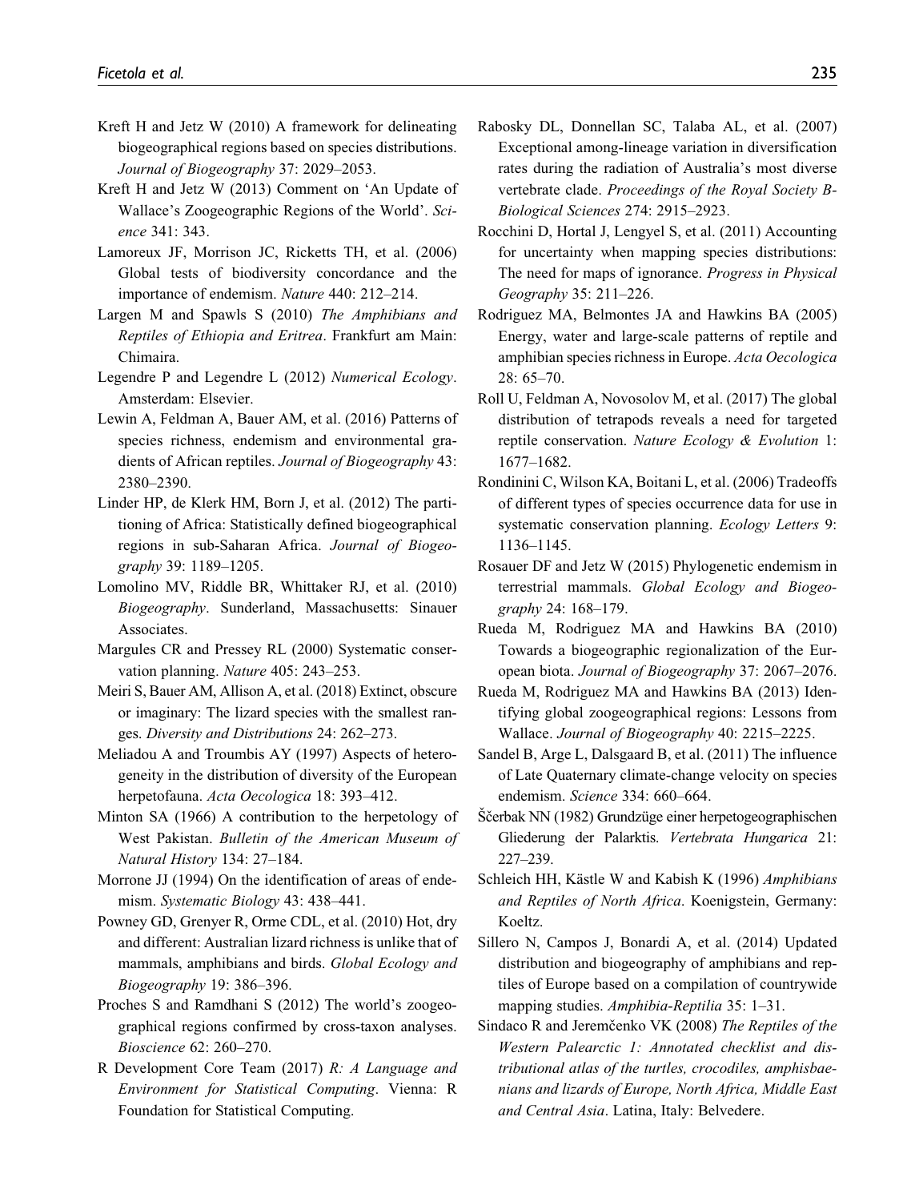Kreft H and Jetz W (2010) A framework for delineating biogeographical regions based on species distributions. *Journal of Biogeography* 37: 2029–2053.

Kreft H and Jetz W (2013) Comment on 'An Update of Wallace's Zoogeographic Regions of the World'. *Science* 341: 343.

Lamoreux JF, Morrison JC, Ricketts TH, et al. (2006) Global tests of biodiversity concordance and the importance of endemism. *Nature* 440: 212–214.

Largen M and Spawls S (2010) *The Amphibians and Reptiles of Ethiopia and Eritrea*. Frankfurt am Main: Chimaira.

Legendre P and Legendre L (2012) *Numerical Ecology*. Amsterdam: Elsevier.

Lewin A, Feldman A, Bauer AM, et al. (2016) Patterns of species richness, endemism and environmental gradients of African reptiles. *Journal of Biogeography* 43: 2380–2390.

Linder HP, de Klerk HM, Born J, et al. (2012) The partitioning of Africa: Statistically defined biogeographical regions in sub-Saharan Africa. *Journal of Biogeography* 39: 1189–1205.

Lomolino MV, Riddle BR, Whittaker RJ, et al. (2010) *Biogeography*. Sunderland, Massachusetts: Sinauer Associates.

Margules CR and Pressey RL (2000) Systematic conservation planning. *Nature* 405: 243–253.

Meiri S, Bauer AM, Allison A, et al. (2018) Extinct, obscure or imaginary: The lizard species with the smallest ranges. *Diversity and Distributions* 24: 262–273.

Meliadou A and Troumbis AY (1997) Aspects of heterogeneity in the distribution of diversity of the European herpetofauna. *Acta Oecologica* 18: 393–412.

Minton SA (1966) A contribution to the herpetology of West Pakistan. *Bulletin of the American Museum of Natural History* 134: 27–184.

Morrone JJ (1994) On the identification of areas of endemism. *Systematic Biology* 43: 438–441.

Powney GD, Grenyer R, Orme CDL, et al. (2010) Hot, dry and different: Australian lizard richness is unlike that of mammals, amphibians and birds. *Global Ecology and Biogeography* 19: 386–396.

Proches S and Ramdhani S (2012) The world's zoogeographical regions confirmed by cross-taxon analyses. *Bioscience* 62: 260–270.

R Development Core Team (2017) *R: A Language and Environment for Statistical Computing*. Vienna: R Foundation for Statistical Computing.

Rabosky DL, Donnellan SC, Talaba AL, et al. (2007) Exceptional among-lineage variation in diversification rates during the radiation of Australia's most diverse vertebrate clade. *Proceedings of the Royal Society B-Biological Sciences* 274: 2915–2923.

Rocchini D, Hortal J, Lengyel S, et al. (2011) Accounting for uncertainty when mapping species distributions: The need for maps of ignorance. *Progress in Physical Geography* 35: 211–226.

Rodriguez MA, Belmontes JA and Hawkins BA (2005) Energy, water and large-scale patterns of reptile and amphibian species richness in Europe. *Acta Oecologica* 28: 65–70.

Roll U, Feldman A, Novosolov M, et al. (2017) The global distribution of tetrapods reveals a need for targeted reptile conservation. *Nature Ecology & Evolution* 1: 1677–1682.

Rondinini C, Wilson KA, Boitani L, et al. (2006) Tradeoffs of different types of species occurrence data for use in systematic conservation planning. *Ecology Letters* 9: 1136–1145.

Rosauer DF and Jetz W (2015) Phylogenetic endemism in terrestrial mammals. *Global Ecology and Biogeography* 24: 168–179.

Rueda M, Rodriguez MA and Hawkins BA (2010) Towards a biogeographic regionalization of the European biota. *Journal of Biogeography* 37: 2067–2076.

Rueda M, Rodriguez MA and Hawkins BA (2013) Identifying global zoogeographical regions: Lessons from Wallace. *Journal of Biogeography* 40: 2215–2225.

Sandel B, Arge L, Dalsgaard B, et al. (2011) The influence of Late Quaternary climate-change velocity on species endemism. *Science* 334: 660–664.

Ščerbak NN (1982) Grundzüge einer herpetogeographischen Gliederung der Palarktis. *Vertebrata Hungarica* 21: 227–239.

Schleich HH, Kästle W and Kabish K (1996) *Amphibians and Reptiles of North Africa*. Koenigstein, Germany: Koeltz.

Sillero N, Campos J, Bonardi A, et al. (2014) Updated distribution and biogeography of amphibians and reptiles of Europe based on a compilation of countrywide mapping studies. *Amphibia-Reptilia* 35: 1–31.

Sindaco R and Jeremčenko VK (2008) *The Reptiles of the Western Palearctic 1: Annotated checklist and distributional atlas of the turtles, crocodiles, amphisbaenians and lizards of Europe, North Africa, Middle East and Central Asia*. Latina, Italy: Belvedere.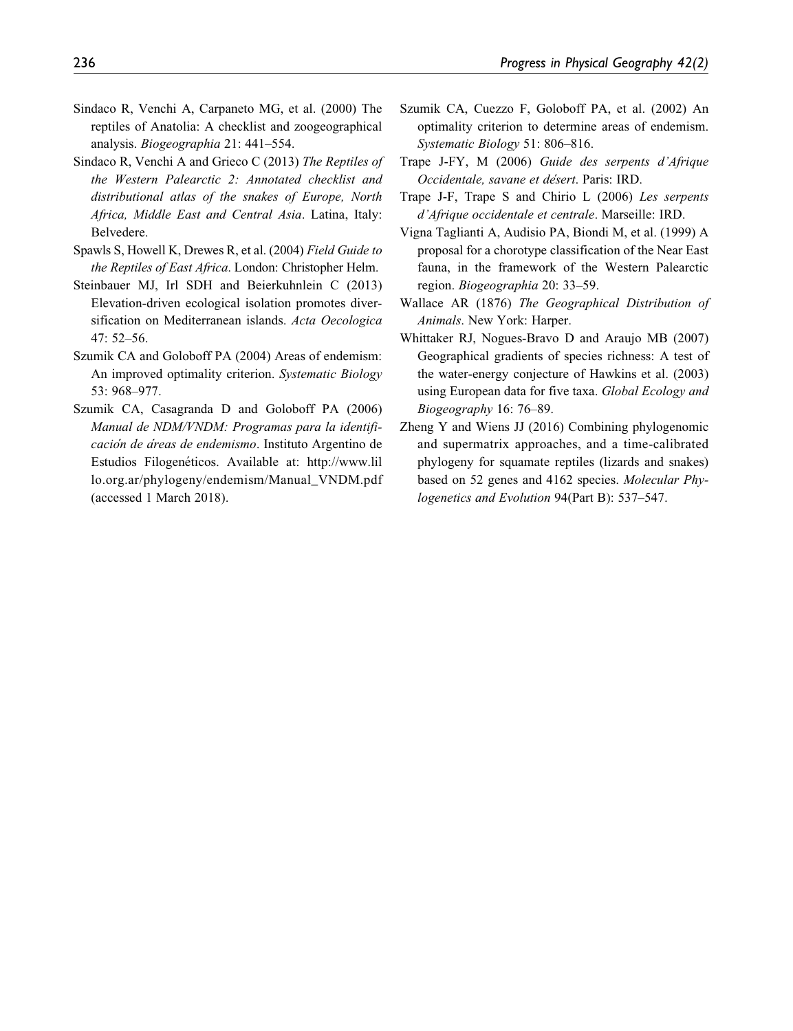Sindaco R, Venchi A, Carpaneto MG, et al. (2000) The reptiles of Anatolia: A checklist and zoogeographical analysis. *Biogeographia* 21: 441–554.

Sindaco R, Venchi A and Grieco C (2013) *The Reptiles of the Western Palearctic 2: Annotated checklist and distributional atlas of the snakes of Europe, North Africa, Middle East and Central Asia*. Latina, Italy: Belvedere.

Spawls S, Howell K, Drewes R, et al. (2004) *Field Guide to the Reptiles of East Africa*. London: Christopher Helm.

Steinbauer MJ, Irl SDH and Beierkuhnlein C (2013) Elevation-driven ecological isolation promotes diversification on Mediterranean islands. *Acta Oecologica* 47: 52–56.

Szumik CA and Goloboff PA (2004) Areas of endemism: An improved optimality criterion. *Systematic Biology* 53: 968–977.

Szumik CA, Casagranda D and Goloboff PA (2006) *Manual de NDM/VNDM: Programas para la identificación de áreas de endemismo*. Instituto Argentino de Estudios Filogenéticos. Available at: http://www.lillo.org.ar/phylogeny/endemism/Manual_VNDM.pdf (accessed 1 March 2018).

Szumik CA, Cuezzo F, Goloboff PA, et al. (2002) An optimality criterion to determine areas of endemism. *Systematic Biology* 51: 806–816.

Trape J-FY, M (2006) *Guide des serpents d'Afrique Occidentale, savane et désert*. Paris: IRD.

Trape J-F, Trape S and Chirio L (2006) *Les serpents d'Afrique occidentale et centrale*. Marseille: IRD.

Vigna Taglianti A, Audisio PA, Biondi M, et al. (1999) A proposal for a chorotype classification of the Near East fauna, in the framework of the Western Palearctic region. *Biogeographia* 20: 33–59.

Wallace AR (1876) *The Geographical Distribution of Animals*. New York: Harper.

Whittaker RJ, Nogues-Bravo D and Araujo MB (2007) Geographical gradients of species richness: A test of the water-energy conjecture of Hawkins et al. (2003) using European data for five taxa. *Global Ecology and Biogeography* 16: 76–89.

Zheng Y and Wiens JJ (2016) Combining phylogenomic and supermatrix approaches, and a time-calibrated phylogeny for squamate reptiles (lizards and snakes) based on 52 genes and 4162 species. *Molecular Phylogenetics and Evolution* 94(Part B): 537–547.